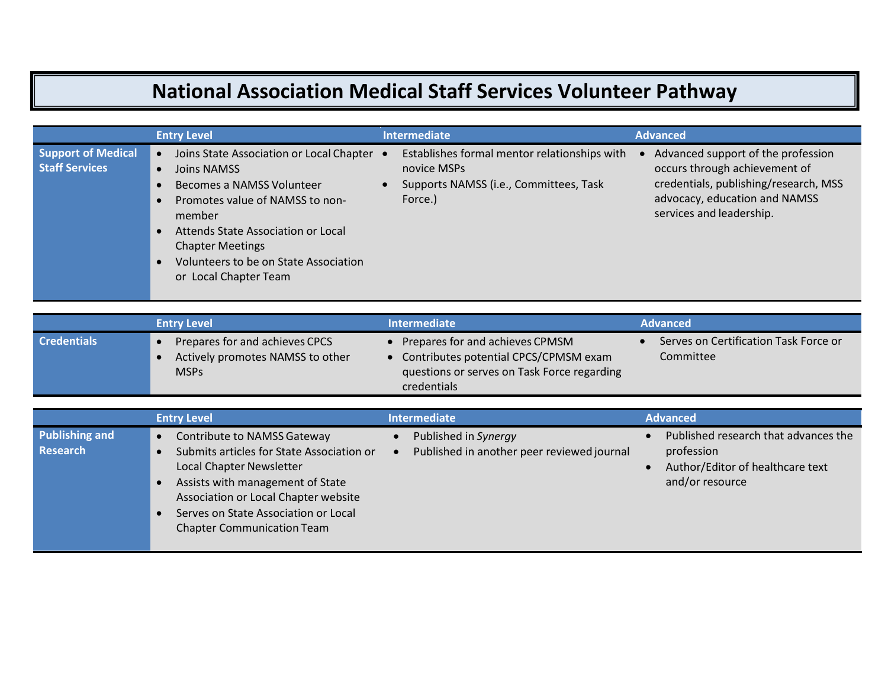# National Association Medical Staff Services Volunteer Pathway

| | Entry Level | Intermediate | Advanced |
|---|---|---|---|
| **Support of Medical Staff Services** | • Joins State Association or Local Chapter<br>• Joins NAMSS<br>• Becomes a NAMSS Volunteer<br>• Promotes value of NAMSS to non-member<br>• Attends State Association or Local Chapter Meetings<br>• Volunteers to be on State Association or Local Chapter Team | • Establishes formal mentor relationships with novice MSPs<br>• Supports NAMSS (i.e., Committees, Task Force.) | • Advanced support of the profession occurs through achievement of credentials, publishing/research, MSS advocacy, education and NAMSS services and leadership. |

| | Entry Level | Intermediate | Advanced |
|---|---|---|---|
| **Credentials** | • Prepares for and achieves CPCS<br>• Actively promotes NAMSS to other MSPs | • Prepares for and achieves CPMSM<br>• Contributes potential CPCS/CPMSM exam questions or serves on Task Force regarding credentials | • Serves on Certification Task Force or Committee |

| | Entry Level | Intermediate | Advanced |
|---|---|---|---|
| **Publishing and Research** | • Contribute to NAMSS Gateway<br>• Submits articles for State Association or Local Chapter Newsletter<br>• Assists with management of State Association or Local Chapter website<br>• Serves on State Association or Local Chapter Communication Team | • Published in *Synergy*<br>• Published in another peer reviewed journal | • Published research that advances the profession<br>• Author/Editor of healthcare text and/or resource |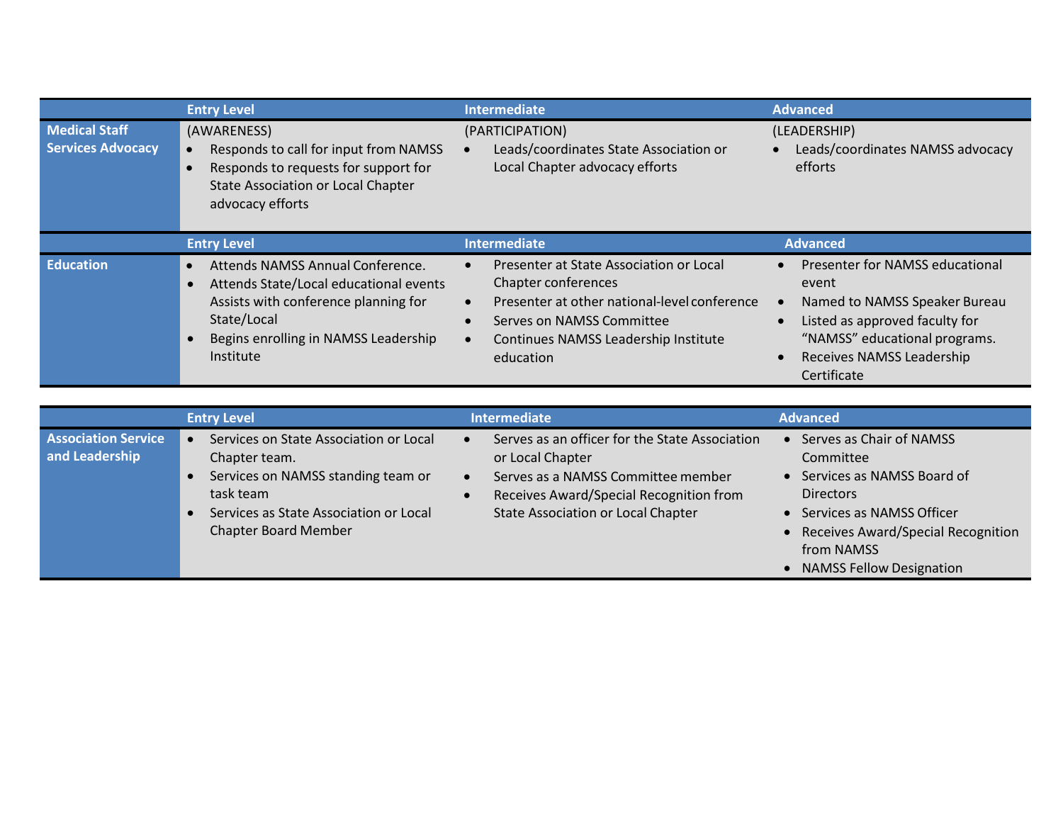| | Entry Level | Intermediate | Advanced |
|---|---|---|---|
| **Medical Staff Services Advocacy** | (AWARENESS)<br>• Responds to call for input from NAMSS<br>• Responds to requests for support for State Association or Local Chapter advocacy efforts | (PARTICIPATION)<br>• Leads/coordinates State Association or Local Chapter advocacy efforts | (LEADERSHIP)<br>• Leads/coordinates NAMSS advocacy efforts |

| | Entry Level | Intermediate | Advanced |
|---|---|---|---|
| **Education** | • Attends NAMSS Annual Conference.<br>• Attends State/Local educational events Assists with conference planning for State/Local<br>• Begins enrolling in NAMSS Leadership Institute | • Presenter at State Association or Local Chapter conferences<br>• Presenter at other national-level conference<br>• Serves on NAMSS Committee<br>• Continues NAMSS Leadership Institute education | • Presenter for NAMSS educational event<br>• Named to NAMSS Speaker Bureau<br>• Listed as approved faculty for "NAMSS" educational programs.<br>• Receives NAMSS Leadership Certificate |

| | Entry Level | Intermediate | Advanced |
|---|---|---|---|
| **Association Service and Leadership** | • Services on State Association or Local Chapter team.<br>• Services on NAMSS standing team or task team<br>• Services as State Association or Local Chapter Board Member | • Serves as an officer for the State Association or Local Chapter<br>• Serves as a NAMSS Committee member<br>• Receives Award/Special Recognition from State Association or Local Chapter | • Serves as Chair of NAMSS Committee<br>• Services as NAMSS Board of Directors<br>• Services as NAMSS Officer<br>• Receives Award/Special Recognition from NAMSS<br>• NAMSS Fellow Designation |